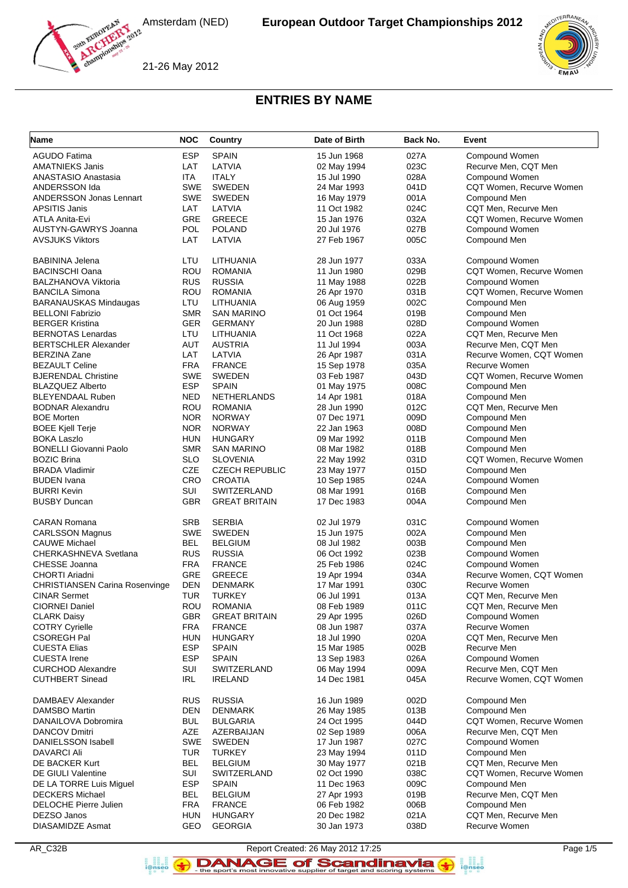# European Outdoor Target Championships 2012

Amsterdam (NED)

21-26 May 2012

## ENTRIES BY NAME

| Name | NOC | Country | Date of Birth | Back No. | Event |
|---|---|---|---|---|---|
| AGUDO Fatima | ESP | SPAIN | 15 Jun 1968 | 027A | Compound Women |
| AMATNIEKS Janis | LAT | LATVIA | 02 May 1994 | 023C | Recurve Men, CQT Men |
| ANASTASIO Anastasia | ITA | ITALY | 15 Jul 1990 | 028A | Compound Women |
| ANDERSSON Ida | SWE | SWEDEN | 24 Mar 1993 | 041D | CQT Women, Recurve Women |
| ANDERSSON Jonas Lennart | SWE | SWEDEN | 16 May 1979 | 001A | Compound Men |
| APSITIS Janis | LAT | LATVIA | 11 Oct 1982 | 024C | CQT Men, Recurve Men |
| ATLA Anita-Evi | GRE | GREECE | 15 Jan 1976 | 032A | CQT Women, Recurve Women |
| AUSTYN-GAWRYS Joanna | POL | POLAND | 20 Jul 1976 | 027B | Compound Women |
| AVSJUKS Viktors | LAT | LATVIA | 27 Feb 1967 | 005C | Compound Men |
| BABININA Jelena | LTU | LITHUANIA | 28 Jun 1977 | 033A | Compound Women |
| BACINSCHI Oana | ROU | ROMANIA | 11 Jun 1980 | 029B | CQT Women, Recurve Women |
| BALZHANOVA Viktoria | RUS | RUSSIA | 11 May 1988 | 022B | Compound Women |
| BANCILA Simona | ROU | ROMANIA | 26 Apr 1970 | 031B | CQT Women, Recurve Women |
| BARANAUSKAS Mindaugas | LTU | LITHUANIA | 06 Aug 1959 | 002C | Compound Men |
| BELLONI Fabrizio | SMR | SAN MARINO | 01 Oct 1964 | 019B | Compound Men |
| BERGER Kristina | GER | GERMANY | 20 Jun 1988 | 028D | Compound Women |
| BERNOTAS Lenardas | LTU | LITHUANIA | 11 Oct 1968 | 022A | CQT Men, Recurve Men |
| BERTSCHLER Alexander | AUT | AUSTRIA | 11 Jul 1994 | 003A | Recurve Men, CQT Men |
| BERZINA Zane | LAT | LATVIA | 26 Apr 1987 | 031A | Recurve Women, CQT Women |
| BEZAULT Celine | FRA | FRANCE | 15 Sep 1978 | 035A | Recurve Women |
| BJERENDAL Christine | SWE | SWEDEN | 03 Feb 1987 | 043D | CQT Women, Recurve Women |
| BLAZQUEZ Alberto | ESP | SPAIN | 01 May 1975 | 008C | Compound Men |
| BLEYENDAAL Ruben | NED | NETHERLANDS | 14 Apr 1981 | 018A | Compound Men |
| BODNAR Alexandru | ROU | ROMANIA | 28 Jun 1990 | 012C | CQT Men, Recurve Men |
| BOE Morten | NOR | NORWAY | 07 Dec 1971 | 009D | Compound Men |
| BOEE Kjell Terje | NOR | NORWAY | 22 Jan 1963 | 008D | Compound Men |
| BOKA Laszlo | HUN | HUNGARY | 09 Mar 1992 | 011B | Compound Men |
| BONELLI Giovanni Paolo | SMR | SAN MARINO | 08 Mar 1982 | 018B | Compound Men |
| BOZIC Brina | SLO | SLOVENIA | 22 May 1992 | 031D | CQT Women, Recurve Women |
| BRADA Vladimir | CZE | CZECH REPUBLIC | 23 May 1977 | 015D | Compound Men |
| BUDEN Ivana | CRO | CROATIA | 10 Sep 1985 | 024A | Compound Women |
| BURRI Kevin | SUI | SWITZERLAND | 08 Mar 1991 | 016B | Compound Men |
| BUSBY Duncan | GBR | GREAT BRITAIN | 17 Dec 1983 | 004A | Compound Men |
| CARAN Romana | SRB | SERBIA | 02 Jul 1979 | 031C | Compound Women |
| CARLSSON Magnus | SWE | SWEDEN | 15 Jun 1975 | 002A | Compound Men |
| CAUWE Michael | BEL | BELGIUM | 08 Jul 1982 | 003B | Compound Men |
| CHERKASHNEVA Svetlana | RUS | RUSSIA | 06 Oct 1992 | 023B | Compound Women |
| CHESSE Joanna | FRA | FRANCE | 25 Feb 1986 | 024C | Compound Women |
| CHORTI Ariadni | GRE | GREECE | 19 Apr 1994 | 034A | Recurve Women, CQT Women |
| CHRISTIANSEN Carina Rosenvinge | DEN | DENMARK | 17 Mar 1991 | 030C | Recurve Women |
| CINAR Sermet | TUR | TURKEY | 06 Jul 1991 | 013A | CQT Men, Recurve Men |
| CIORNEI Daniel | ROU | ROMANIA | 08 Feb 1989 | 011C | CQT Men, Recurve Men |
| CLARK Daisy | GBR | GREAT BRITAIN | 29 Apr 1995 | 026D | Compound Women |
| COTRY Cyrielle | FRA | FRANCE | 08 Jun 1987 | 037A | Recurve Women |
| CSOREGH Pal | HUN | HUNGARY | 18 Jul 1990 | 020A | CQT Men, Recurve Men |
| CUESTA Elias | ESP | SPAIN | 15 Mar 1985 | 002B | Recurve Men |
| CUESTA Irene | ESP | SPAIN | 13 Sep 1983 | 026A | Compound Women |
| CURCHOD Alexandre | SUI | SWITZERLAND | 06 May 1994 | 009A | Recurve Men, CQT Men |
| CUTHBERT Sinead | IRL | IRELAND | 14 Dec 1981 | 045A | Recurve Women, CQT Women |
| DAMBAEV Alexander | RUS | RUSSIA | 16 Jun 1989 | 002D | Compound Men |
| DAMSBO Martin | DEN | DENMARK | 26 May 1985 | 013B | Compound Men |
| DANAILOVA Dobromira | BUL | BULGARIA | 24 Oct 1995 | 044D | CQT Women, Recurve Women |
| DANCOV Dmitri | AZE | AZERBAIJAN | 02 Sep 1989 | 006A | Recurve Men, CQT Men |
| DANIELSSON Isabell | SWE | SWEDEN | 17 Jun 1987 | 027C | Compound Women |
| DAVARCI Ali | TUR | TURKEY | 23 May 1994 | 011D | Compound Men |
| DE BACKER Kurt | BEL | BELGIUM | 30 May 1977 | 021B | CQT Men, Recurve Men |
| DE GIULI Valentine | SUI | SWITZERLAND | 02 Oct 1990 | 038C | CQT Women, Recurve Women |
| DE LA TORRE Luis Miguel | ESP | SPAIN | 11 Dec 1963 | 009C | Compound Men |
| DECKERS Michael | BEL | BELGIUM | 27 Apr 1993 | 019B | Recurve Men, CQT Men |
| DELOCHE Pierre Julien | FRA | FRANCE | 06 Feb 1982 | 006B | Compound Men |
| DEZSO Janos | HUN | HUNGARY | 20 Dec 1982 | 021A | CQT Men, Recurve Men |
| DIASAMIDZE Asmat | GEO | GEORGIA | 30 Jan 1973 | 038D | Recurve Women |

AR_C32B Report Created: 26 May 2012 17:25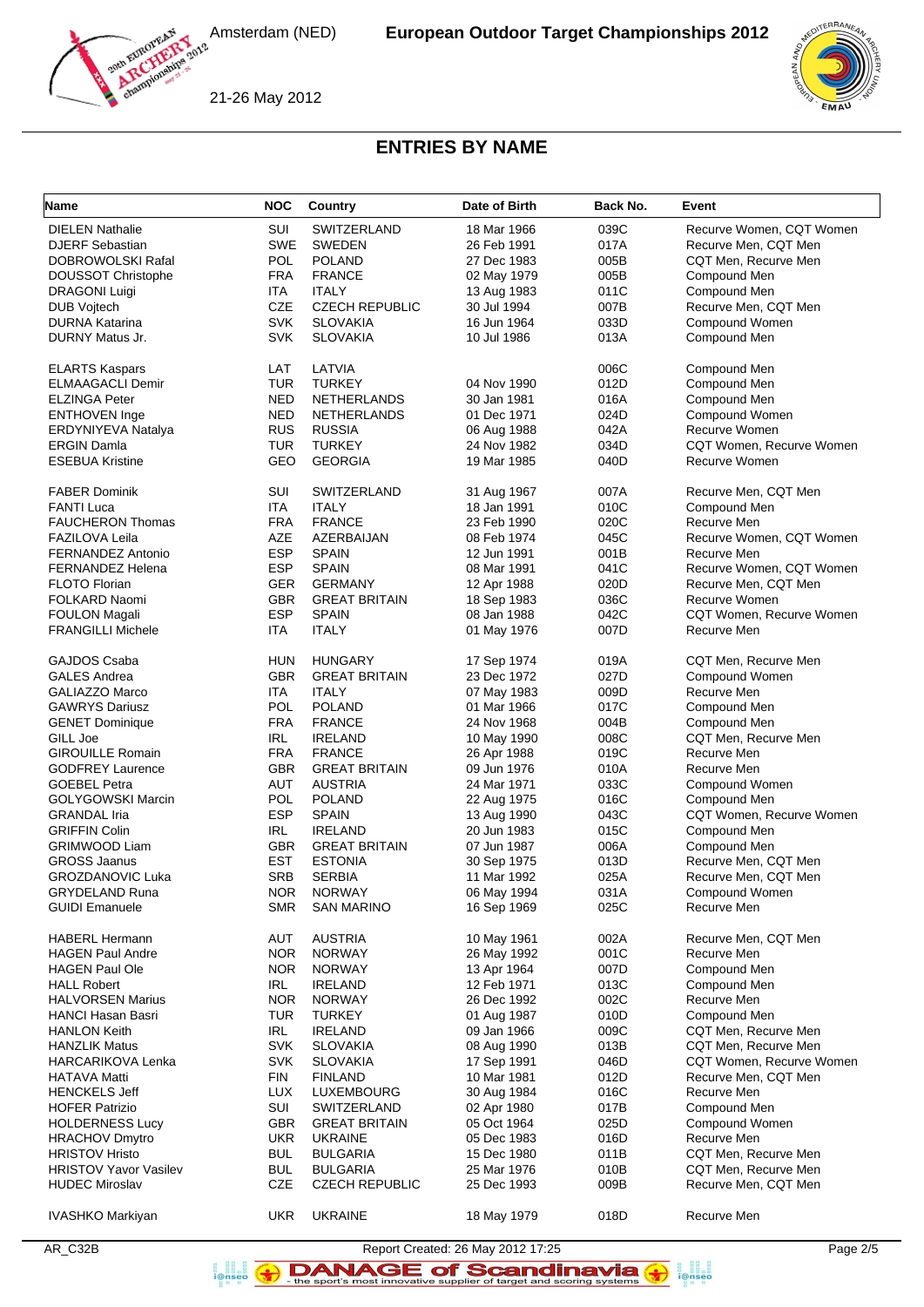# ENTRIES BY NAME

| Name | NOC | Country | Date of Birth | Back No. | Event |
|---|---|---|---|---|---|
| DIELEN Nathalie | SUI | SWITZERLAND | 18 Mar 1966 | 039C | Recurve Women, CQT Women |
| DJERF Sebastian | SWE | SWEDEN | 26 Feb 1991 | 017A | Recurve Men, CQT Men |
| DOBROWOLSKI Rafal | POL | POLAND | 27 Dec 1983 | 005B | CQT Men, Recurve Men |
| DOUSSOT Christophe | FRA | FRANCE | 02 May 1979 | 005B | Compound Men |
| DRAGONI Luigi | ITA | ITALY | 13 Aug 1983 | 011C | Compound Men |
| DUB Vojtech | CZE | CZECH REPUBLIC | 30 Jul 1994 | 007B | Recurve Men, CQT Men |
| DURNA Katarina | SVK | SLOVAKIA | 16 Jun 1964 | 033D | Compound Women |
| DURNY Matus Jr. | SVK | SLOVAKIA | 10 Jul 1986 | 013A | Compound Men |
| ELARTS Kaspars | LAT | LATVIA | | 006C | Compound Men |
| ELMAAGACLI Demir | TUR | TURKEY | 04 Nov 1990 | 012D | Compound Men |
| ELZINGA Peter | NED | NETHERLANDS | 30 Jan 1981 | 016A | Compound Men |
| ENTHOVEN Inge | NED | NETHERLANDS | 01 Dec 1971 | 024D | Compound Women |
| ERDYNIYEVA Natalya | RUS | RUSSIA | 06 Aug 1988 | 042A | Recurve Women |
| ERGIN Damla | TUR | TURKEY | 24 Nov 1982 | 034D | CQT Women, Recurve Women |
| ESEBUA Kristine | GEO | GEORGIA | 19 Mar 1985 | 040D | Recurve Women |
| FABER Dominik | SUI | SWITZERLAND | 31 Aug 1967 | 007A | Recurve Men, CQT Men |
| FANTI Luca | ITA | ITALY | 18 Jan 1991 | 010C | Compound Men |
| FAUCHERON Thomas | FRA | FRANCE | 23 Feb 1990 | 020C | Recurve Men |
| FAZILOVA Leila | AZE | AZERBAIJAN | 08 Feb 1974 | 045C | Recurve Women, CQT Women |
| FERNANDEZ Antonio | ESP | SPAIN | 12 Jun 1991 | 001B | Recurve Men |
| FERNANDEZ Helena | ESP | SPAIN | 08 Mar 1991 | 041C | Recurve Women, CQT Women |
| FLOTO Florian | GER | GERMANY | 12 Apr 1988 | 020D | Recurve Men, CQT Men |
| FOLKARD Naomi | GBR | GREAT BRITAIN | 18 Sep 1983 | 036C | Recurve Women |
| FOULON Magali | ESP | SPAIN | 08 Jan 1988 | 042C | CQT Women, Recurve Women |
| FRANGILLI Michele | ITA | ITALY | 01 May 1976 | 007D | Recurve Men |
| GAJDOS Csaba | HUN | HUNGARY | 17 Sep 1974 | 019A | CQT Men, Recurve Men |
| GALES Andrea | GBR | GREAT BRITAIN | 23 Dec 1972 | 027D | Compound Women |
| GALIAZZO Marco | ITA | ITALY | 07 May 1983 | 009D | Recurve Men |
| GAWRYS Dariusz | POL | POLAND | 01 Mar 1966 | 017C | Compound Men |
| GENET Dominique | FRA | FRANCE | 24 Nov 1968 | 004B | Compound Men |
| GILL Joe | IRL | IRELAND | 10 May 1990 | 008C | CQT Men, Recurve Men |
| GIROUILLE Romain | FRA | FRANCE | 26 Apr 1988 | 019C | Recurve Men |
| GODFREY Laurence | GBR | GREAT BRITAIN | 09 Jun 1976 | 010A | Recurve Men |
| GOEBEL Petra | AUT | AUSTRIA | 24 Mar 1971 | 033C | Compound Women |
| GOLYGOWSKI Marcin | POL | POLAND | 22 Aug 1975 | 016C | Compound Men |
| GRANDAL Iria | ESP | SPAIN | 13 Aug 1990 | 043C | CQT Women, Recurve Women |
| GRIFFIN Colin | IRL | IRELAND | 20 Jun 1983 | 015C | Compound Men |
| GRIMWOOD Liam | GBR | GREAT BRITAIN | 07 Jun 1987 | 006A | Compound Men |
| GROSS Jaanus | EST | ESTONIA | 30 Sep 1975 | 013D | Recurve Men, CQT Men |
| GROZDANOVIC Luka | SRB | SERBIA | 11 Mar 1992 | 025A | Recurve Men, CQT Men |
| GRYDELAND Runa | NOR | NORWAY | 06 May 1994 | 031A | Compound Women |
| GUIDI Emanuele | SMR | SAN MARINO | 16 Sep 1969 | 025C | Recurve Men |
| HABERL Hermann | AUT | AUSTRIA | 10 May 1961 | 002A | Recurve Men, CQT Men |
| HAGEN Paul Andre | NOR | NORWAY | 26 May 1992 | 001C | Recurve Men |
| HAGEN Paul Ole | NOR | NORWAY | 13 Apr 1964 | 007D | Compound Men |
| HALL Robert | IRL | IRELAND | 12 Feb 1971 | 013C | Compound Men |
| HALVORSEN Marius | NOR | NORWAY | 26 Dec 1992 | 002C | Recurve Men |
| HANCI Hasan Basri | TUR | TURKEY | 01 Aug 1987 | 010D | Compound Men |
| HANLON Keith | IRL | IRELAND | 09 Jan 1966 | 009C | CQT Men, Recurve Men |
| HANZLIK Matus | SVK | SLOVAKIA | 08 Aug 1990 | 013B | CQT Men, Recurve Men |
| HARCARIKOVA Lenka | SVK | SLOVAKIA | 17 Sep 1991 | 046D | CQT Women, Recurve Women |
| HATAVA Matti | FIN | FINLAND | 10 Mar 1981 | 012D | Recurve Men, CQT Men |
| HENCKELS Jeff | LUX | LUXEMBOURG | 30 Aug 1984 | 016C | Recurve Men |
| HOFER Patrizio | SUI | SWITZERLAND | 02 Apr 1980 | 017B | Compound Men |
| HOLDERNESS Lucy | GBR | GREAT BRITAIN | 05 Oct 1964 | 025D | Compound Women |
| HRACHOV Dmytro | UKR | UKRAINE | 05 Dec 1983 | 016D | Recurve Men |
| HRISTOV Hristo | BUL | BULGARIA | 15 Dec 1980 | 011B | CQT Men, Recurve Men |
| HRISTOV Yavor Vasilev | BUL | BULGARIA | 25 Mar 1976 | 010B | CQT Men, Recurve Men |
| HUDEC Miroslav | CZE | CZECH REPUBLIC | 25 Dec 1993 | 009B | Recurve Men, CQT Men |
| IVASHKO Markiyan | UKR | UKRAINE | 18 May 1979 | 018D | Recurve Men |

AR_C32B — Report Created: 26 May 2012 17:25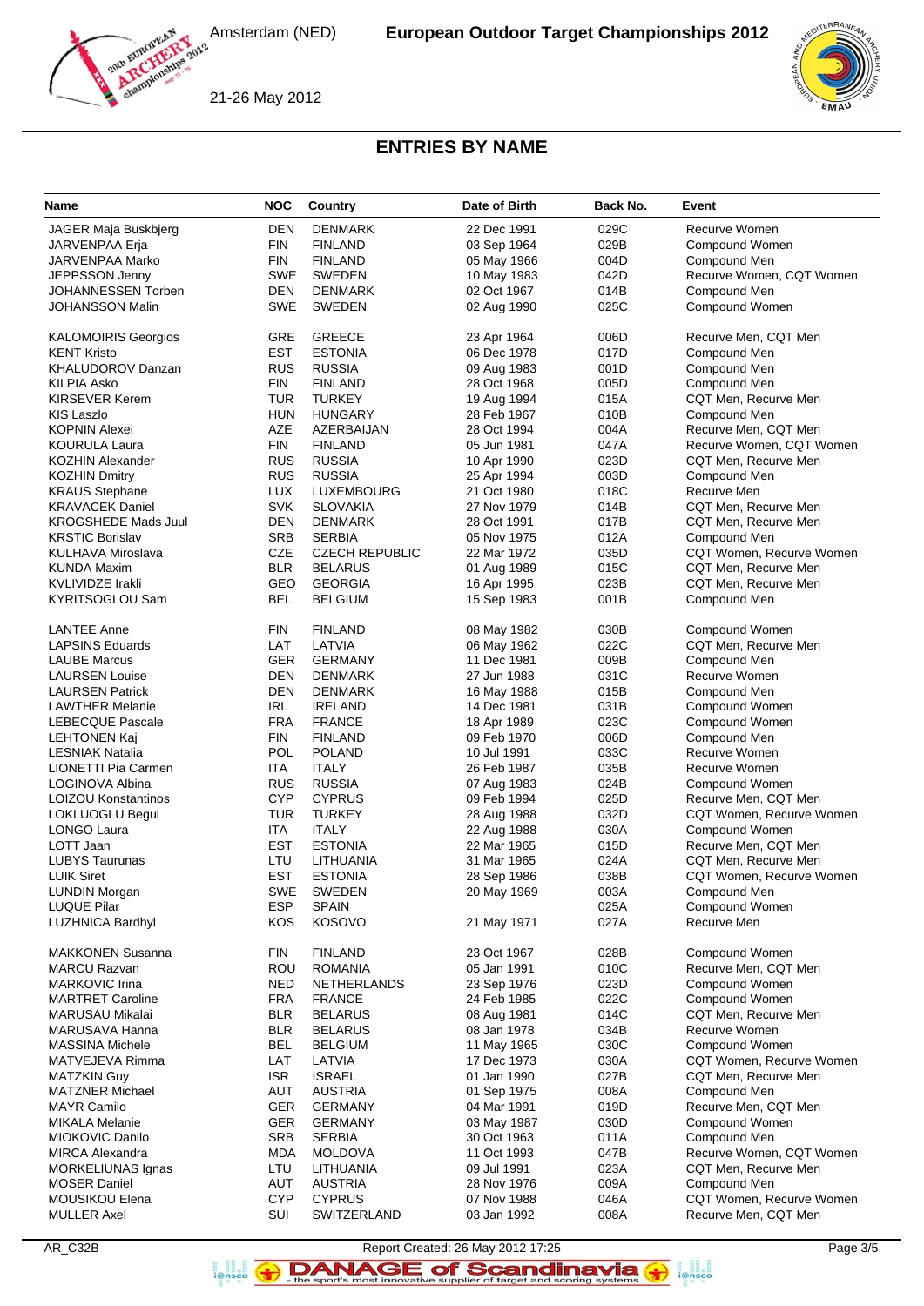# European Outdoor Target Championships 2012

Amsterdam (NED)

21-26 May 2012

## ENTRIES BY NAME

| Name | NOC | Country | Date of Birth | Back No. | Event |
|---|---|---|---|---|---|
| JAGER Maja Buskbjerg | DEN | DENMARK | 22 Dec 1991 | 029C | Recurve Women |
| JARVENPAA Erja | FIN | FINLAND | 03 Sep 1964 | 029B | Compound Women |
| JARVENPAA Marko | FIN | FINLAND | 05 May 1966 | 004D | Compound Men |
| JEPPSSON Jenny | SWE | SWEDEN | 10 May 1983 | 042D | Recurve Women, CQT Women |
| JOHANNESSEN Torben | DEN | DENMARK | 02 Oct 1967 | 014B | Compound Men |
| JOHANSSON Malin | SWE | SWEDEN | 02 Aug 1990 | 025C | Compound Women |
| KALOMOIRIS Georgios | GRE | GREECE | 23 Apr 1964 | 006D | Recurve Men, CQT Men |
| KENT Kristo | EST | ESTONIA | 06 Dec 1978 | 017D | Compound Men |
| KHALUDOROV Danzan | RUS | RUSSIA | 09 Aug 1983 | 001D | Compound Men |
| KILPIA Asko | FIN | FINLAND | 28 Oct 1968 | 005D | Compound Men |
| KIRSEVER Kerem | TUR | TURKEY | 19 Aug 1994 | 015A | CQT Men, Recurve Men |
| KIS Laszlo | HUN | HUNGARY | 28 Feb 1967 | 010B | Compound Men |
| KOPNIN Alexei | AZE | AZERBAIJAN | 28 Oct 1994 | 004A | Recurve Men, CQT Men |
| KOURULA Laura | FIN | FINLAND | 05 Jun 1981 | 047A | Recurve Women, CQT Women |
| KOZHIN Alexander | RUS | RUSSIA | 10 Apr 1990 | 023D | CQT Men, Recurve Men |
| KOZHIN Dmitry | RUS | RUSSIA | 25 Apr 1994 | 003D | Compound Men |
| KRAUS Stephane | LUX | LUXEMBOURG | 21 Oct 1980 | 018C | Recurve Men |
| KRAVACEK Daniel | SVK | SLOVAKIA | 27 Nov 1979 | 014B | CQT Men, Recurve Men |
| KROGSHEDE Mads Juul | DEN | DENMARK | 28 Oct 1991 | 017B | CQT Men, Recurve Men |
| KRSTIC Borislav | SRB | SERBIA | 05 Nov 1975 | 012A | Compound Men |
| KULHAVA Miroslava | CZE | CZECH REPUBLIC | 22 Mar 1972 | 035D | CQT Women, Recurve Women |
| KUNDA Maxim | BLR | BELARUS | 01 Aug 1989 | 015C | CQT Men, Recurve Men |
| KVLIVIDZE Irakli | GEO | GEORGIA | 16 Apr 1995 | 023B | CQT Men, Recurve Men |
| KYRITSOGLOU Sam | BEL | BELGIUM | 15 Sep 1983 | 001B | Compound Men |
| LANTEE Anne | FIN | FINLAND | 08 May 1982 | 030B | Compound Women |
| LAPSINS Eduards | LAT | LATVIA | 06 May 1962 | 022C | CQT Men, Recurve Men |
| LAUBE Marcus | GER | GERMANY | 11 Dec 1981 | 009B | Compound Men |
| LAURSEN Louise | DEN | DENMARK | 27 Jun 1988 | 031C | Recurve Women |
| LAURSEN Patrick | DEN | DENMARK | 16 May 1988 | 015B | Compound Men |
| LAWTHER Melanie | IRL | IRELAND | 14 Dec 1981 | 031B | Compound Women |
| LEBECQUE Pascale | FRA | FRANCE | 18 Apr 1989 | 023C | Compound Women |
| LEHTONEN Kaj | FIN | FINLAND | 09 Feb 1970 | 006D | Compound Men |
| LESNIAK Natalia | POL | POLAND | 10 Jul 1991 | 033C | Recurve Women |
| LIONETTI Pia Carmen | ITA | ITALY | 26 Feb 1987 | 035B | Recurve Women |
| LOGINOVA Albina | RUS | RUSSIA | 07 Aug 1983 | 024B | Compound Women |
| LOIZOU Konstantinos | CYP | CYPRUS | 09 Feb 1994 | 025D | Recurve Men, CQT Men |
| LOKLUOGLU Begul | TUR | TURKEY | 28 Aug 1988 | 032D | CQT Women, Recurve Women |
| LONGO Laura | ITA | ITALY | 22 Aug 1988 | 030A | Compound Women |
| LOTT Jaan | EST | ESTONIA | 22 Mar 1965 | 015D | Recurve Men, CQT Men |
| LUBYS Taurunas | LTU | LITHUANIA | 31 Mar 1965 | 024A | CQT Men, Recurve Men |
| LUIK Siret | EST | ESTONIA | 28 Sep 1986 | 038B | CQT Women, Recurve Women |
| LUNDIN Morgan | SWE | SWEDEN | 20 May 1969 | 003A | Compound Men |
| LUQUE Pilar | ESP | SPAIN | | 025A | Compound Women |
| LUZHNICA Bardhyl | KOS | KOSOVO | 21 May 1971 | 027A | Recurve Men |
| MAKKONEN Susanna | FIN | FINLAND | 23 Oct 1967 | 028B | Compound Women |
| MARCU Razvan | ROU | ROMANIA | 05 Jan 1991 | 010C | Recurve Men, CQT Men |
| MARKOVIC Irina | NED | NETHERLANDS | 23 Sep 1976 | 023D | Compound Women |
| MARTRET Caroline | FRA | FRANCE | 24 Feb 1985 | 022C | Compound Women |
| MARUSAU Mikalai | BLR | BELARUS | 08 Aug 1981 | 014C | CQT Men, Recurve Men |
| MARUSAVA Hanna | BLR | BELARUS | 08 Jan 1978 | 034B | Recurve Women |
| MASSINA Michele | BEL | BELGIUM | 11 May 1965 | 030C | Compound Women |
| MATVEJEVA Rimma | LAT | LATVIA | 17 Dec 1973 | 030A | CQT Women, Recurve Women |
| MATZKIN Guy | ISR | ISRAEL | 01 Jan 1990 | 027B | CQT Men, Recurve Men |
| MATZNER Michael | AUT | AUSTRIA | 01 Sep 1975 | 008A | Compound Men |
| MAYR Camilo | GER | GERMANY | 04 Mar 1991 | 019D | Recurve Men, CQT Men |
| MIKALA Melanie | GER | GERMANY | 03 May 1987 | 030D | Compound Women |
| MIOKOVIC Danilo | SRB | SERBIA | 30 Oct 1963 | 011A | Compound Men |
| MIRCA Alexandra | MDA | MOLDOVA | 11 Oct 1993 | 047B | Recurve Women, CQT Women |
| MORKELIUNAS Ignas | LTU | LITHUANIA | 09 Jul 1991 | 023A | CQT Men, Recurve Men |
| MOSER Daniel | AUT | AUSTRIA | 28 Nov 1976 | 009A | Compound Men |
| MOUSIKOU Elena | CYP | CYPRUS | 07 Nov 1988 | 046A | CQT Women, Recurve Women |
| MULLER Axel | SUI | SWITZERLAND | 03 Jan 1992 | 008A | Recurve Men, CQT Men |

AR_C32B Report Created: 26 May 2012 17:25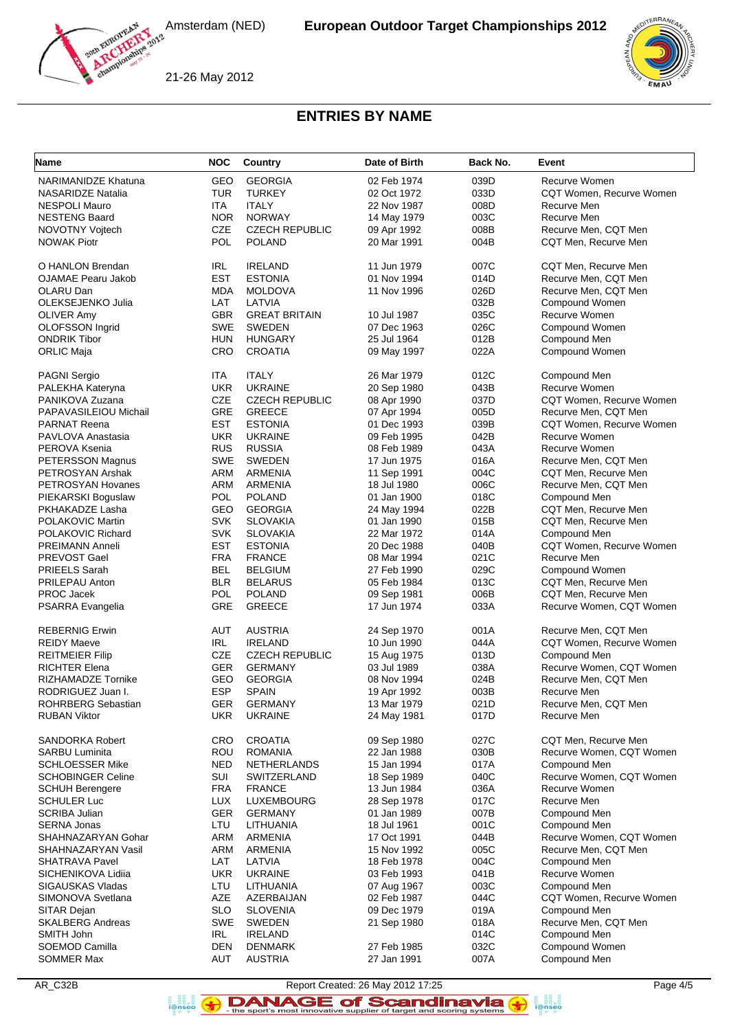## ENTRIES BY NAME

| Name | NOC | Country | Date of Birth | Back No. | Event |
|---|---|---|---|---|---|
| NARIMANIDZE Khatuna | GEO | GEORGIA | 02 Feb 1974 | 039D | Recurve Women |
| NASARIDZE Natalia | TUR | TURKEY | 02 Oct 1972 | 033D | CQT Women, Recurve Women |
| NESPOLI Mauro | ITA | ITALY | 22 Nov 1987 | 008D | Recurve Men |
| NESTENG Baard | NOR | NORWAY | 14 May 1979 | 003C | Recurve Men |
| NOVOTNY Vojtech | CZE | CZECH REPUBLIC | 09 Apr 1992 | 008B | Recurve Men, CQT Men |
| NOWAK Piotr | POL | POLAND | 20 Mar 1991 | 004B | CQT Men, Recurve Men |
| O HANLON Brendan | IRL | IRELAND | 11 Jun 1979 | 007C | CQT Men, Recurve Men |
| OJAMAE Pearu Jakob | EST | ESTONIA | 01 Nov 1994 | 014D | Recurve Men, CQT Men |
| OLARU Dan | MDA | MOLDOVA | 11 Nov 1996 | 026D | Recurve Men, CQT Men |
| OLEKSEJENKO Julia | LAT | LATVIA | | 032B | Compound Women |
| OLIVER Amy | GBR | GREAT BRITAIN | 10 Jul 1987 | 035C | Recurve Women |
| OLOFSSON Ingrid | SWE | SWEDEN | 07 Dec 1963 | 026C | Compound Women |
| ONDRIK Tibor | HUN | HUNGARY | 25 Jul 1964 | 012B | Compound Men |
| ORLIC Maja | CRO | CROATIA | 09 May 1997 | 022A | Compound Women |
| PAGNI Sergio | ITA | ITALY | 26 Mar 1979 | 012C | Compound Men |
| PALEKHA Kateryna | UKR | UKRAINE | 20 Sep 1980 | 043B | Recurve Women |
| PANIKOVA Zuzana | CZE | CZECH REPUBLIC | 08 Apr 1990 | 037D | CQT Women, Recurve Women |
| PAPAVASILEIOU Michail | GRE | GREECE | 07 Apr 1994 | 005D | Recurve Men, CQT Men |
| PARNAT Reena | EST | ESTONIA | 01 Dec 1993 | 039B | CQT Women, Recurve Women |
| PAVLOVA Anastasia | UKR | UKRAINE | 09 Feb 1995 | 042B | Recurve Women |
| PEROVA Ksenia | RUS | RUSSIA | 08 Feb 1989 | 043A | Recurve Women |
| PETERSSON Magnus | SWE | SWEDEN | 17 Jun 1975 | 016A | Recurve Men, CQT Men |
| PETROSYAN Arshak | ARM | ARMENIA | 11 Sep 1991 | 004C | CQT Men, Recurve Men |
| PETROSYAN Hovanes | ARM | ARMENIA | 18 Jul 1980 | 006C | Recurve Men, CQT Men |
| PIEKARSKI Boguslaw | POL | POLAND | 01 Jan 1900 | 018C | Compound Men |
| PKHAKADZE Lasha | GEO | GEORGIA | 24 May 1994 | 022B | CQT Men, Recurve Men |
| POLAKOVIC Martin | SVK | SLOVAKIA | 01 Jan 1990 | 015B | CQT Men, Recurve Men |
| POLAKOVIC Richard | SVK | SLOVAKIA | 22 Mar 1972 | 014A | Compound Men |
| PREIMANN Anneli | EST | ESTONIA | 20 Dec 1988 | 040B | CQT Women, Recurve Women |
| PREVOST Gael | FRA | FRANCE | 08 Mar 1994 | 021C | Recurve Men |
| PRIEELS Sarah | BEL | BELGIUM | 27 Feb 1990 | 029C | Compound Women |
| PRILEPAU Anton | BLR | BELARUS | 05 Feb 1984 | 013C | CQT Men, Recurve Men |
| PROC Jacek | POL | POLAND | 09 Sep 1981 | 006B | CQT Men, Recurve Men |
| PSARRA Evangelia | GRE | GREECE | 17 Jun 1974 | 033A | Recurve Women, CQT Women |
| REBERNIG Erwin | AUT | AUSTRIA | 24 Sep 1970 | 001A | Recurve Men, CQT Men |
| REIDY Maeve | IRL | IRELAND | 10 Jun 1990 | 044A | CQT Women, Recurve Women |
| REITMEIER Filip | CZE | CZECH REPUBLIC | 15 Aug 1975 | 013D | Compound Men |
| RICHTER Elena | GER | GERMANY | 03 Jul 1989 | 038A | Recurve Women, CQT Women |
| RIZHAMADZE Tornike | GEO | GEORGIA | 08 Nov 1994 | 024B | Recurve Men, CQT Men |
| RODRIGUEZ Juan I. | ESP | SPAIN | 19 Apr 1992 | 003B | Recurve Men |
| ROHRBERG Sebastian | GER | GERMANY | 13 Mar 1979 | 021D | Recurve Men, CQT Men |
| RUBAN Viktor | UKR | UKRAINE | 24 May 1981 | 017D | Recurve Men |
| SANDORKA Robert | CRO | CROATIA | 09 Sep 1980 | 027C | CQT Men, Recurve Men |
| SARBU Luminita | ROU | ROMANIA | 22 Jan 1988 | 030B | Recurve Women, CQT Women |
| SCHLOESSER Mike | NED | NETHERLANDS | 15 Jan 1994 | 017A | Compound Men |
| SCHOBINGER Celine | SUI | SWITZERLAND | 18 Sep 1989 | 040C | Recurve Women, CQT Women |
| SCHUH Berengere | FRA | FRANCE | 13 Jun 1984 | 036A | Recurve Women |
| SCHULER Luc | LUX | LUXEMBOURG | 28 Sep 1978 | 017C | Recurve Men |
| SCRIBA Julian | GER | GERMANY | 01 Jan 1989 | 007B | Compound Men |
| SERNA Jonas | LTU | LITHUANIA | 18 Jul 1961 | 001C | Compound Men |
| SHAHNAZARYAN Gohar | ARM | ARMENIA | 17 Oct 1991 | 044B | Recurve Women, CQT Women |
| SHAHNAZARYAN Vasil | ARM | ARMENIA | 15 Nov 1992 | 005C | Recurve Men, CQT Men |
| SHATRAVA Pavel | LAT | LATVIA | 18 Feb 1978 | 004C | Compound Men |
| SICHENIKOVA Lidiia | UKR | UKRAINE | 03 Feb 1993 | 041B | Recurve Women |
| SIGAUSKAS Vladas | LTU | LITHUANIA | 07 Aug 1967 | 003C | Compound Men |
| SIMONOVA Svetlana | AZE | AZERBAIJAN | 02 Feb 1987 | 044C | CQT Women, Recurve Women |
| SITAR Dejan | SLO | SLOVENIA | 09 Dec 1979 | 019A | Compound Men |
| SKALBERG Andreas | SWE | SWEDEN | 21 Sep 1980 | 018A | Recurve Men, CQT Men |
| SMITH John | IRL | IRELAND | | 014C | Compound Men |
| SOEMOD Camilla | DEN | DENMARK | 27 Feb 1985 | 032C | Compound Women |
| SOMMER Max | AUT | AUSTRIA | 27 Jan 1991 | 007A | Compound Men |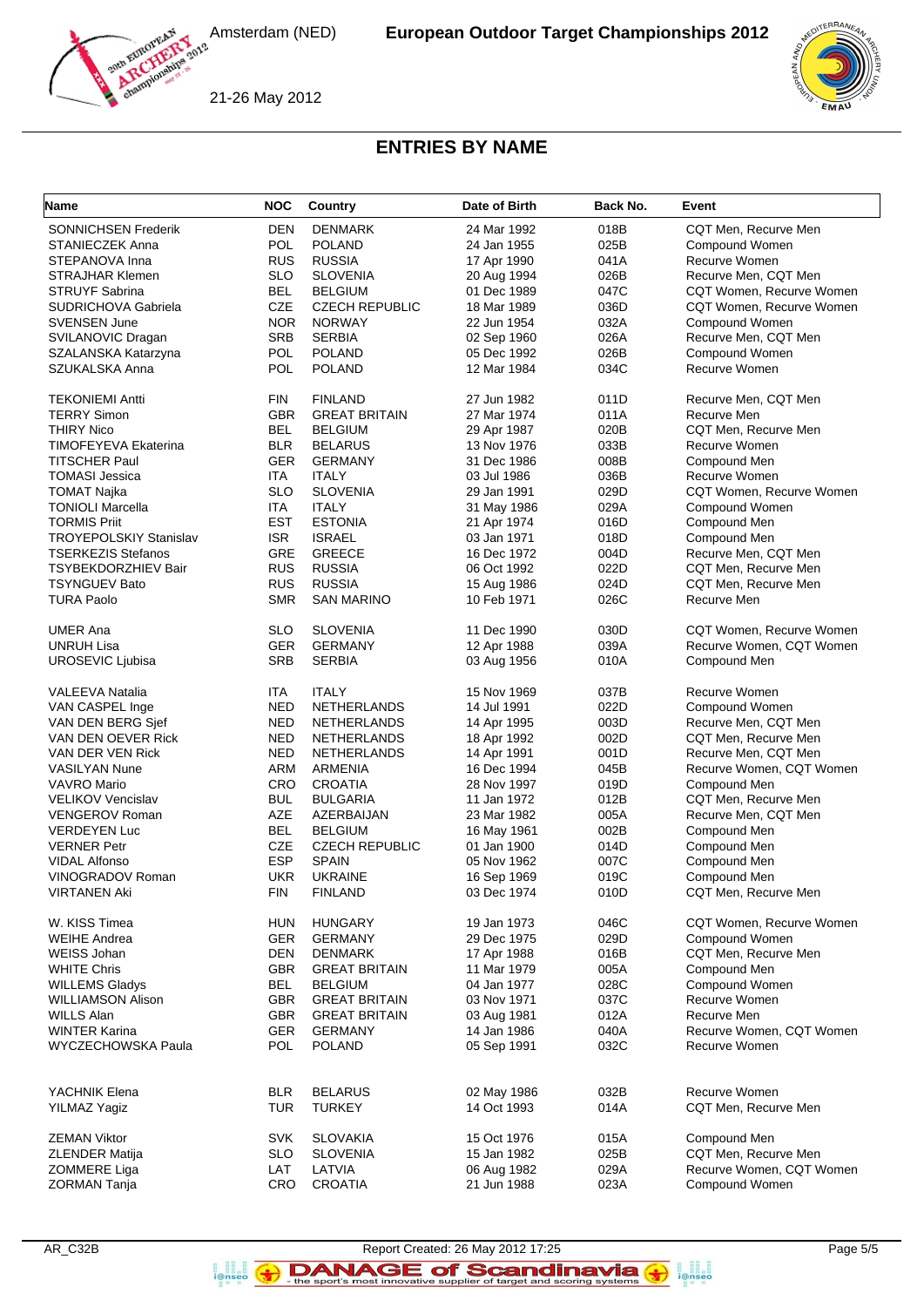Amsterdam (NED) **European Outdoor Target Championships 2012**

21-26 May 2012

## ENTRIES BY NAME

| Name | NOC | Country | Date of Birth | Back No. | Event |
|---|---|---|---|---|---|
| SONNICHSEN Frederik | DEN | DENMARK | 24 Mar 1992 | 018B | CQT Men, Recurve Men |
| STANIECZEK Anna | POL | POLAND | 24 Jan 1955 | 025B | Compound Women |
| STEPANOVA Inna | RUS | RUSSIA | 17 Apr 1990 | 041A | Recurve Women |
| STRAJHAR Klemen | SLO | SLOVENIA | 20 Aug 1994 | 026B | Recurve Men, CQT Men |
| STRUYF Sabrina | BEL | BELGIUM | 01 Dec 1989 | 047C | CQT Women, Recurve Women |
| SUDRICHOVA Gabriela | CZE | CZECH REPUBLIC | 18 Mar 1989 | 036D | CQT Women, Recurve Women |
| SVENSEN June | NOR | NORWAY | 22 Jun 1954 | 032A | Compound Women |
| SVILANOVIC Dragan | SRB | SERBIA | 02 Sep 1960 | 026A | Recurve Men, CQT Men |
| SZALANSKA Katarzyna | POL | POLAND | 05 Dec 1992 | 026B | Compound Women |
| SZUKALSKA Anna | POL | POLAND | 12 Mar 1984 | 034C | Recurve Women |
| TEKONIEMI Antti | FIN | FINLAND | 27 Jun 1982 | 011D | Recurve Men, CQT Men |
| TERRY Simon | GBR | GREAT BRITAIN | 27 Mar 1974 | 011A | Recurve Men |
| THIRY Nico | BEL | BELGIUM | 29 Apr 1987 | 020B | CQT Men, Recurve Men |
| TIMOFEYEVA Ekaterina | BLR | BELARUS | 13 Nov 1976 | 033B | Recurve Women |
| TITSCHER Paul | GER | GERMANY | 31 Dec 1986 | 008B | Compound Men |
| TOMASI Jessica | ITA | ITALY | 03 Jul 1986 | 036B | Recurve Women |
| TOMAT Najka | SLO | SLOVENIA | 29 Jan 1991 | 029D | CQT Women, Recurve Women |
| TONIOLI Marcella | ITA | ITALY | 31 May 1986 | 029A | Compound Women |
| TORMIS Priit | EST | ESTONIA | 21 Apr 1974 | 016D | Compound Men |
| TROYEPOLSKIY Stanislav | ISR | ISRAEL | 03 Jan 1971 | 018D | Compound Men |
| TSERKEZIS Stefanos | GRE | GREECE | 16 Dec 1972 | 004D | Recurve Men, CQT Men |
| TSYBEKDORZHIEV Bair | RUS | RUSSIA | 06 Oct 1992 | 022D | CQT Men, Recurve Men |
| TSYNGUEV Bato | RUS | RUSSIA | 15 Aug 1986 | 024D | CQT Men, Recurve Men |
| TURA Paolo | SMR | SAN MARINO | 10 Feb 1971 | 026C | Recurve Men |
| UMER Ana | SLO | SLOVENIA | 11 Dec 1990 | 030D | CQT Women, Recurve Women |
| UNRUH Lisa | GER | GERMANY | 12 Apr 1988 | 039A | Recurve Women, CQT Women |
| UROSEVIC Ljubisa | SRB | SERBIA | 03 Aug 1956 | 010A | Compound Men |
| VALEEVA Natalia | ITA | ITALY | 15 Nov 1969 | 037B | Recurve Women |
| VAN CASPEL Inge | NED | NETHERLANDS | 14 Jul 1991 | 022D | Compound Women |
| VAN DEN BERG Sjef | NED | NETHERLANDS | 14 Apr 1995 | 003D | Recurve Men, CQT Men |
| VAN DEN OEVER Rick | NED | NETHERLANDS | 18 Apr 1992 | 002D | CQT Men, Recurve Men |
| VAN DER VEN Rick | NED | NETHERLANDS | 14 Apr 1991 | 001D | Recurve Men, CQT Men |
| VASILYAN Nune | ARM | ARMENIA | 16 Dec 1994 | 045B | Recurve Women, CQT Women |
| VAVRO Mario | CRO | CROATIA | 28 Nov 1997 | 019D | Compound Men |
| VELIKOV Vencislav | BUL | BULGARIA | 11 Jan 1972 | 012B | CQT Men, Recurve Men |
| VENGEROV Roman | AZE | AZERBAIJAN | 23 Mar 1982 | 005A | Recurve Men, CQT Men |
| VERDEYEN Luc | BEL | BELGIUM | 16 May 1961 | 002B | Compound Men |
| VERNER Petr | CZE | CZECH REPUBLIC | 01 Jan 1900 | 014D | Compound Men |
| VIDAL Alfonso | ESP | SPAIN | 05 Nov 1962 | 007C | Compound Men |
| VINOGRADOV Roman | UKR | UKRAINE | 16 Sep 1969 | 019C | Compound Men |
| VIRTANEN Aki | FIN | FINLAND | 03 Dec 1974 | 010D | CQT Men, Recurve Men |
| W. KISS Timea | HUN | HUNGARY | 19 Jan 1973 | 046C | CQT Women, Recurve Women |
| WEIHE Andrea | GER | GERMANY | 29 Dec 1975 | 029D | Compound Women |
| WEISS Johan | DEN | DENMARK | 17 Apr 1988 | 016B | CQT Men, Recurve Men |
| WHITE Chris | GBR | GREAT BRITAIN | 11 Mar 1979 | 005A | Compound Men |
| WILLEMS Gladys | BEL | BELGIUM | 04 Jan 1977 | 028C | Compound Women |
| WILLIAMSON Alison | GBR | GREAT BRITAIN | 03 Nov 1971 | 037C | Recurve Women |
| WILLS Alan | GBR | GREAT BRITAIN | 03 Aug 1981 | 012A | Recurve Men |
| WINTER Karina | GER | GERMANY | 14 Jan 1986 | 040A | Recurve Women, CQT Women |
| WYCZECHOWSKA Paula | POL | POLAND | 05 Sep 1991 | 032C | Recurve Women |
| YACHNIK Elena | BLR | BELARUS | 02 May 1986 | 032B | Recurve Women |
| YILMAZ Yagiz | TUR | TURKEY | 14 Oct 1993 | 014A | CQT Men, Recurve Men |
| ZEMAN Viktor | SVK | SLOVAKIA | 15 Oct 1976 | 015A | Compound Men |
| ZLENDER Matija | SLO | SLOVENIA | 15 Jan 1982 | 025B | CQT Men, Recurve Men |
| ZOMMERE Liga | LAT | LATVIA | 06 Aug 1982 | 029A | Recurve Women, CQT Women |
| ZORMAN Tanja | CRO | CROATIA | 21 Jun 1988 | 023A | Compound Women |

AR_C32B Report Created: 26 May 2012 17:25

DANAGE of Scandinavia - the sport's most innovative supplier of target and scoring systems